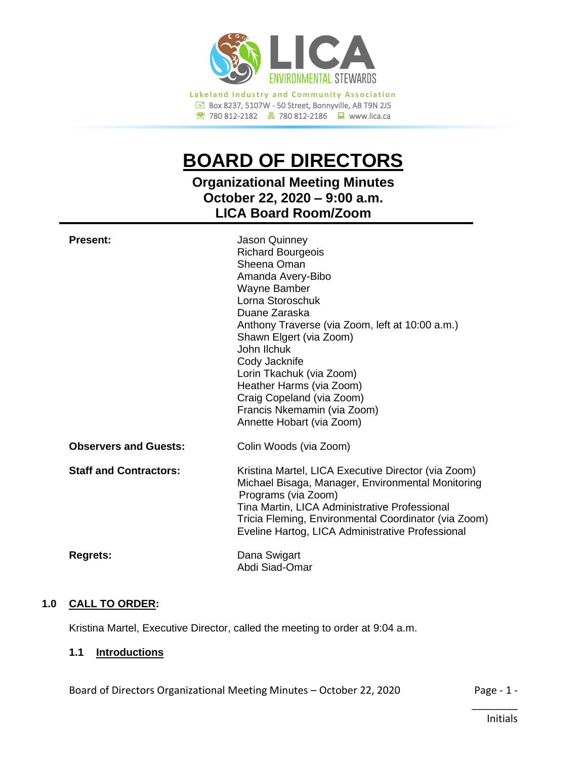**Lakeland Industry and Community Association**
Box 8237, 5107W - 50 Street, Bonnyville, AB T9N 2J5
780 812-2182 780 812-2186 www.lica.ca

# BOARD OF DIRECTORS

## Organizational Meeting Minutes
## October 22, 2020 – 9:00 a.m.
## LICA Board Room/Zoom

**Present:**
Jason Quinney
Richard Bourgeois
Sheena Oman
Amanda Avery-Bibo
Wayne Bamber
Lorna Storoschuk
Duane Zaraska
Anthony Traverse (via Zoom, left at 10:00 a.m.)
Shawn Elgert (via Zoom)
John Ilchuk
Cody Jacknife
Lorin Tkachuk (via Zoom)
Heather Harms (via Zoom)
Craig Copeland (via Zoom)
Francis Nkemamin (via Zoom)
Annette Hobart (via Zoom)

**Observers and Guests:**
Colin Woods (via Zoom)

**Staff and Contractors:**
Kristina Martel, LICA Executive Director (via Zoom)
Michael Bisaga, Manager, Environmental Monitoring Programs (via Zoom)
Tina Martin, LICA Administrative Professional
Tricia Fleming, Environmental Coordinator (via Zoom)
Eveline Hartog, LICA Administrative Professional

**Regrets:**
Dana Swigart
Abdi Siad-Omar

### 1.0 CALL TO ORDER:

Kristina Martel, Executive Director, called the meeting to order at 9:04 a.m.

#### 1.1 Introductions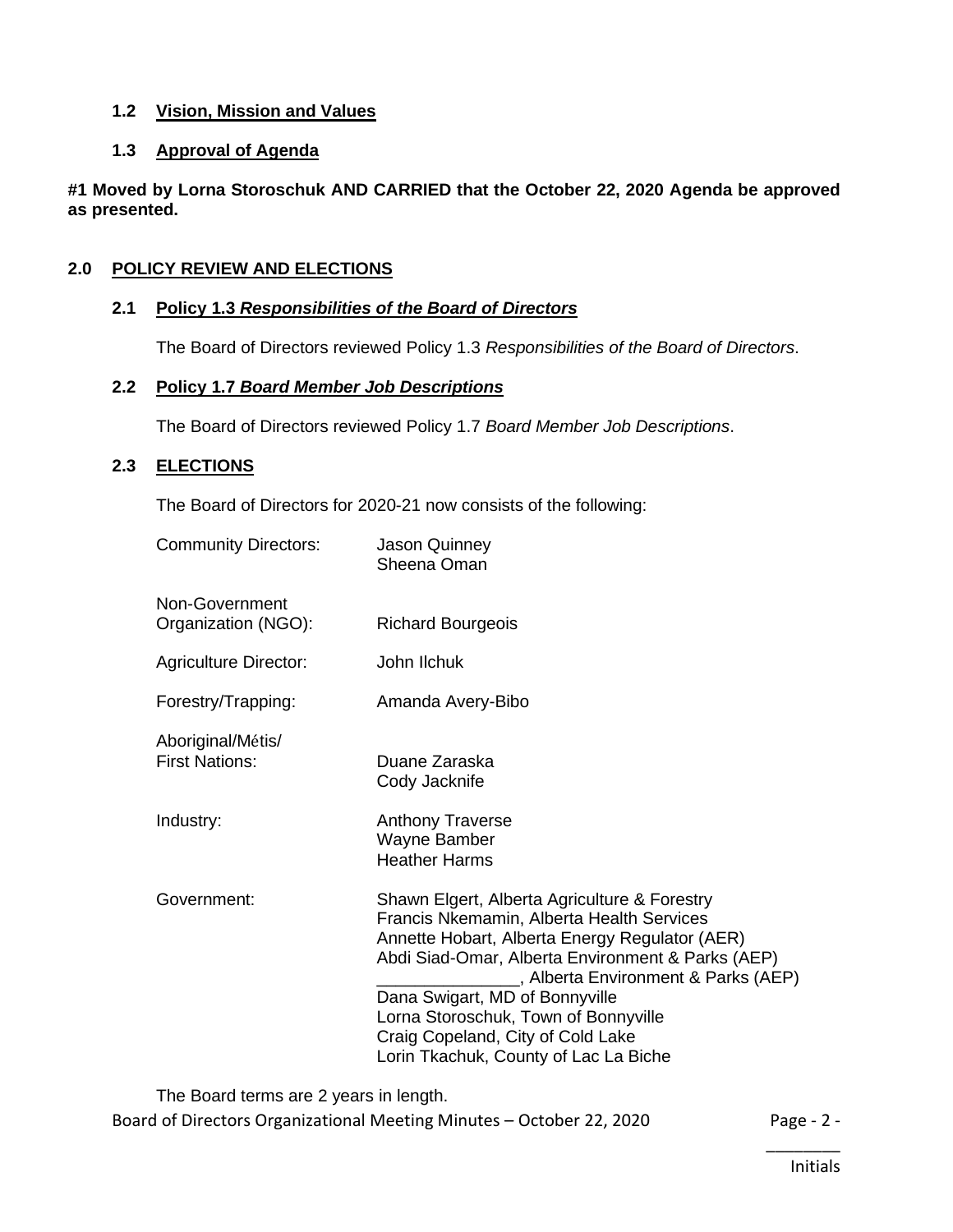### 1.2 Vision, Mission and Values

### 1.3 Approval of Agenda

**#1 Moved by Lorna Storoschuk AND CARRIED that the October 22, 2020 Agenda be approved as presented.**

## 2.0 POLICY REVIEW AND ELECTIONS

### 2.1 Policy 1.3 *Responsibilities of the Board of Directors*

The Board of Directors reviewed Policy 1.3 *Responsibilities of the Board of Directors*.

### 2.2 Policy 1.7 *Board Member Job Descriptions*

The Board of Directors reviewed Policy 1.7 *Board Member Job Descriptions*.

### 2.3 ELECTIONS

The Board of Directors for 2020-21 now consists of the following:

| | |
|---|---|
| Community Directors: | Jason Quinney<br>Sheena Oman |
| Non-Government Organization (NGO): | Richard Bourgeois |
| Agriculture Director: | John Ilchuk |
| Forestry/Trapping: | Amanda Avery-Bibo |
| Aboriginal/Métis/ First Nations: | Duane Zaraska<br>Cody Jacknife |
| Industry: | Anthony Traverse<br>Wayne Bamber<br>Heather Harms |
| Government: | Shawn Elgert, Alberta Agriculture & Forestry<br>Francis Nkemamin, Alberta Health Services<br>Annette Hobart, Alberta Energy Regulator (AER)<br>Abdi Siad-Omar, Alberta Environment & Parks (AEP)<br>_______________, Alberta Environment & Parks (AEP)<br>Dana Swigart, MD of Bonnyville<br>Lorna Storoschuk, Town of Bonnyville<br>Craig Copeland, City of Cold Lake<br>Lorin Tkachuk, County of Lac La Biche |

The Board terms are 2 years in length.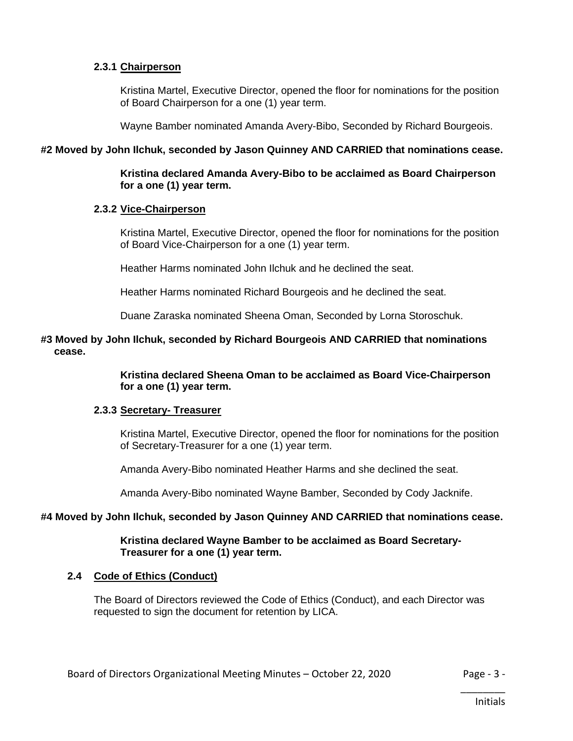#### 2.3.1 Chairperson

Kristina Martel, Executive Director, opened the floor for nominations for the position of Board Chairperson for a one (1) year term.

Wayne Bamber nominated Amanda Avery-Bibo, Seconded by Richard Bourgeois.

**#2 Moved by John Ilchuk, seconded by Jason Quinney AND CARRIED that nominations cease.**

**Kristina declared Amanda Avery-Bibo to be acclaimed as Board Chairperson for a one (1) year term.**

#### 2.3.2 Vice-Chairperson

Kristina Martel, Executive Director, opened the floor for nominations for the position of Board Vice-Chairperson for a one (1) year term.

Heather Harms nominated John Ilchuk and he declined the seat.

Heather Harms nominated Richard Bourgeois and he declined the seat.

Duane Zaraska nominated Sheena Oman, Seconded by Lorna Storoschuk.

**#3 Moved by John Ilchuk, seconded by Richard Bourgeois AND CARRIED that nominations cease.**

**Kristina declared Sheena Oman to be acclaimed as Board Vice-Chairperson for a one (1) year term.**

#### 2.3.3 Secretary- Treasurer

Kristina Martel, Executive Director, opened the floor for nominations for the position of Secretary-Treasurer for a one (1) year term.

Amanda Avery-Bibo nominated Heather Harms and she declined the seat.

Amanda Avery-Bibo nominated Wayne Bamber, Seconded by Cody Jacknife.

**#4 Moved by John Ilchuk, seconded by Jason Quinney AND CARRIED that nominations cease.**

**Kristina declared Wayne Bamber to be acclaimed as Board Secretary-Treasurer for a one (1) year term.**

### 2.4 Code of Ethics (Conduct)

The Board of Directors reviewed the Code of Ethics (Conduct), and each Director was requested to sign the document for retention by LICA.

________
Initials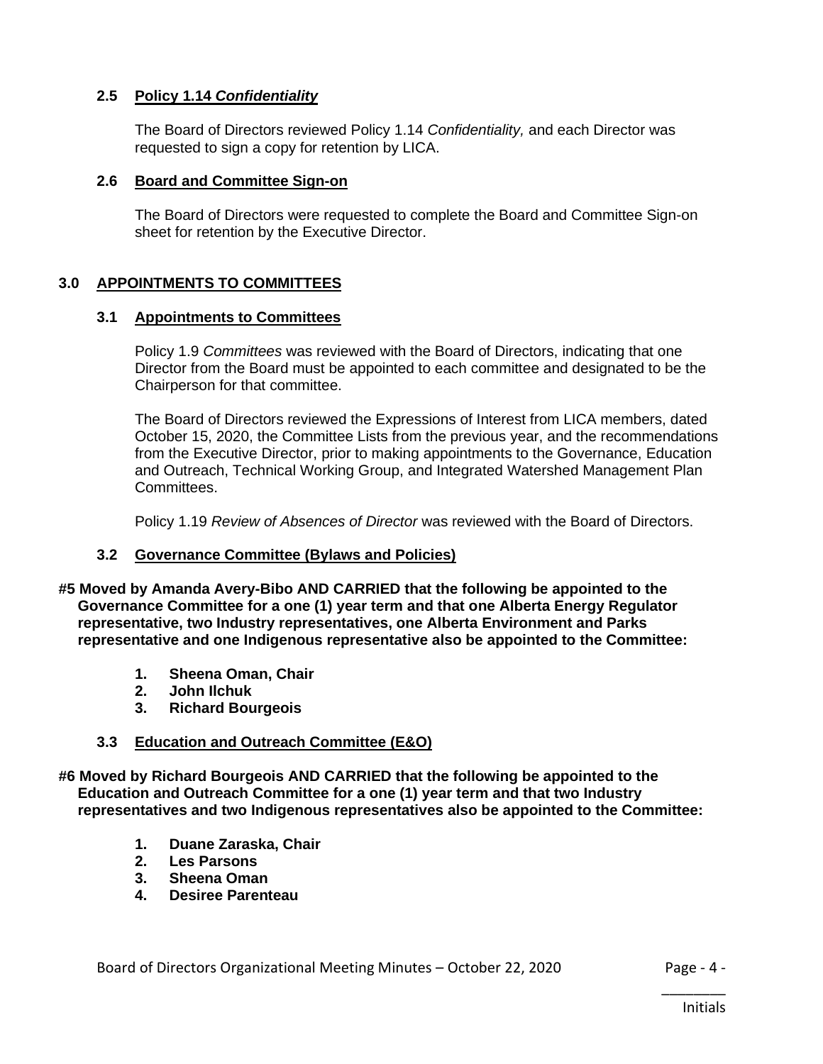### 2.5 Policy 1.14 *Confidentiality*

The Board of Directors reviewed Policy 1.14 *Confidentiality,* and each Director was requested to sign a copy for retention by LICA.

### 2.6 Board and Committee Sign-on

The Board of Directors were requested to complete the Board and Committee Sign-on sheet for retention by the Executive Director.

## 3.0 APPOINTMENTS TO COMMITTEES

### 3.1 Appointments to Committees

Policy 1.9 *Committees* was reviewed with the Board of Directors, indicating that one Director from the Board must be appointed to each committee and designated to be the Chairperson for that committee.

The Board of Directors reviewed the Expressions of Interest from LICA members, dated October 15, 2020, the Committee Lists from the previous year, and the recommendations from the Executive Director, prior to making appointments to the Governance, Education and Outreach, Technical Working Group, and Integrated Watershed Management Plan Committees.

Policy 1.19 *Review of Absences of Director* was reviewed with the Board of Directors.

### 3.2 Governance Committee (Bylaws and Policies)

**#5 Moved by Amanda Avery-Bibo AND CARRIED that the following be appointed to the Governance Committee for a one (1) year term and that one Alberta Energy Regulator representative, two Industry representatives, one Alberta Environment and Parks representative and one Indigenous representative also be appointed to the Committee:**

1. **Sheena Oman, Chair**
2. **John Ilchuk**
3. **Richard Bourgeois**

### 3.3 Education and Outreach Committee (E&O)

**#6 Moved by Richard Bourgeois AND CARRIED that the following be appointed to the Education and Outreach Committee for a one (1) year term and that two Industry representatives and two Indigenous representatives also be appointed to the Committee:**

1. **Duane Zaraska, Chair**
2. **Les Parsons**
3. **Sheena Oman**
4. **Desiree Parenteau**

________
Initials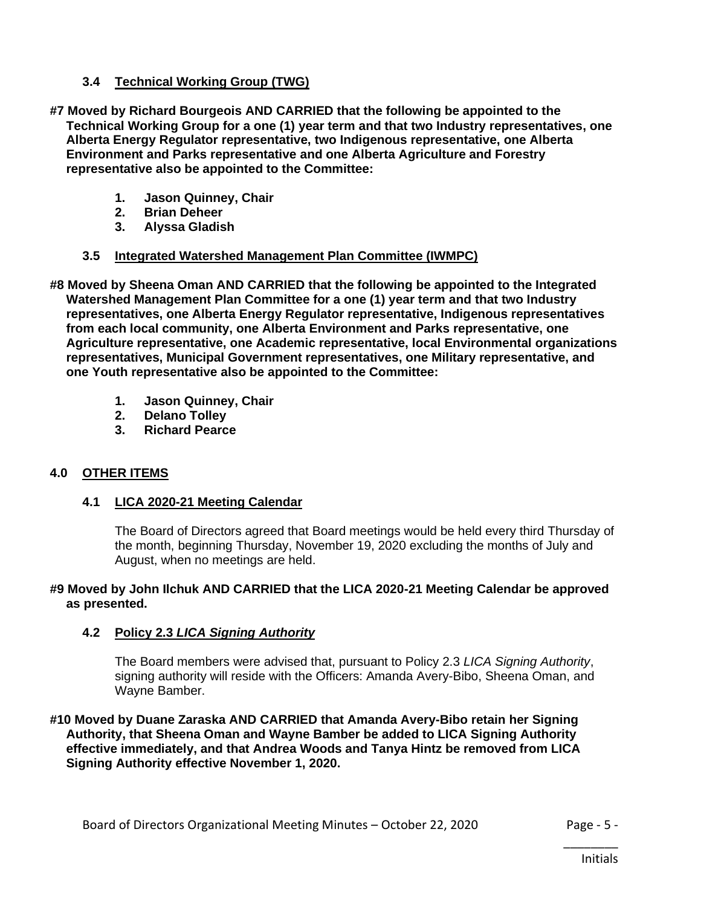### 3.4 Technical Working Group (TWG)

**#7 Moved by Richard Bourgeois AND CARRIED that the following be appointed to the Technical Working Group for a one (1) year term and that two Industry representatives, one Alberta Energy Regulator representative, two Indigenous representative, one Alberta Environment and Parks representative and one Alberta Agriculture and Forestry representative also be appointed to the Committee:**

1. **Jason Quinney, Chair**
2. **Brian Deheer**
3. **Alyssa Gladish**

### 3.5 Integrated Watershed Management Plan Committee (IWMPC)

**#8 Moved by Sheena Oman AND CARRIED that the following be appointed to the Integrated Watershed Management Plan Committee for a one (1) year term and that two Industry representatives, one Alberta Energy Regulator representative, Indigenous representatives from each local community, one Alberta Environment and Parks representative, one Agriculture representative, one Academic representative, local Environmental organizations representatives, Municipal Government representatives, one Military representative, and one Youth representative also be appointed to the Committee:**

1. **Jason Quinney, Chair**
2. **Delano Tolley**
3. **Richard Pearce**

## 4.0 OTHER ITEMS

### 4.1 LICA 2020-21 Meeting Calendar

The Board of Directors agreed that Board meetings would be held every third Thursday of the month, beginning Thursday, November 19, 2020 excluding the months of July and August, when no meetings are held.

**#9 Moved by John Ilchuk AND CARRIED that the LICA 2020-21 Meeting Calendar be approved as presented.**

### 4.2 Policy 2.3 *LICA Signing Authority*

The Board members were advised that, pursuant to Policy 2.3 *LICA Signing Authority*, signing authority will reside with the Officers: Amanda Avery-Bibo, Sheena Oman, and Wayne Bamber.

**#10 Moved by Duane Zaraska AND CARRIED that Amanda Avery-Bibo retain her Signing Authority, that Sheena Oman and Wayne Bamber be added to LICA Signing Authority effective immediately, and that Andrea Woods and Tanya Hintz be removed from LICA Signing Authority effective November 1, 2020.**

________
Initials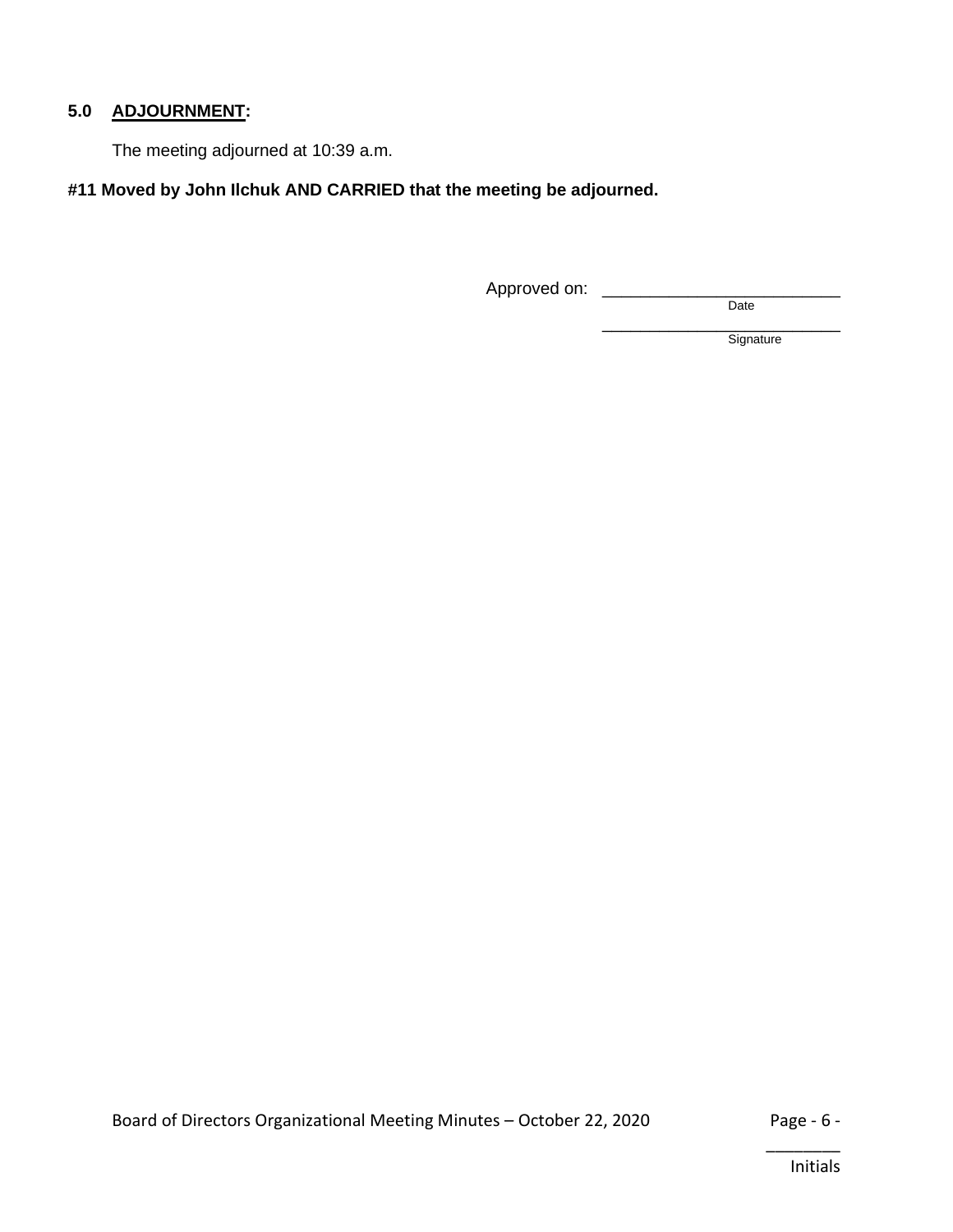## 5.0 ADJOURNMENT:

The meeting adjourned at 10:39 a.m.

**#11 Moved by John Ilchuk AND CARRIED that the meeting be adjourned.**

Approved on: ___________________________
Date

___________________________
Signature

________
Initials